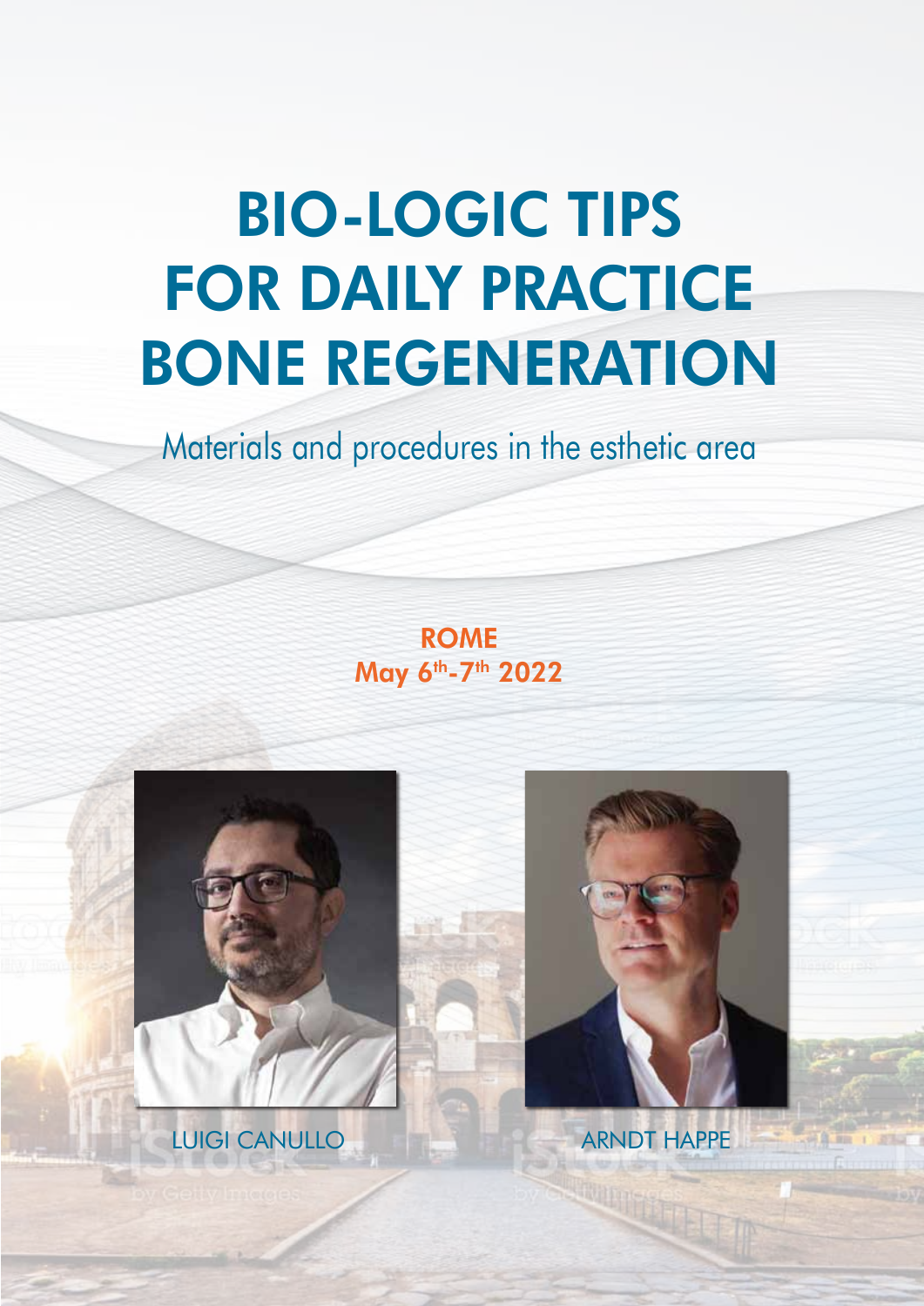# BIO-LOGIC TIPS FOR DAILY PRACTICE BONE REGENERATION

Materials and procedures in the esthetic area

**ROME**
**May 6th-7th 2022**

LUIGI CANULLO

ARNDT HAPPE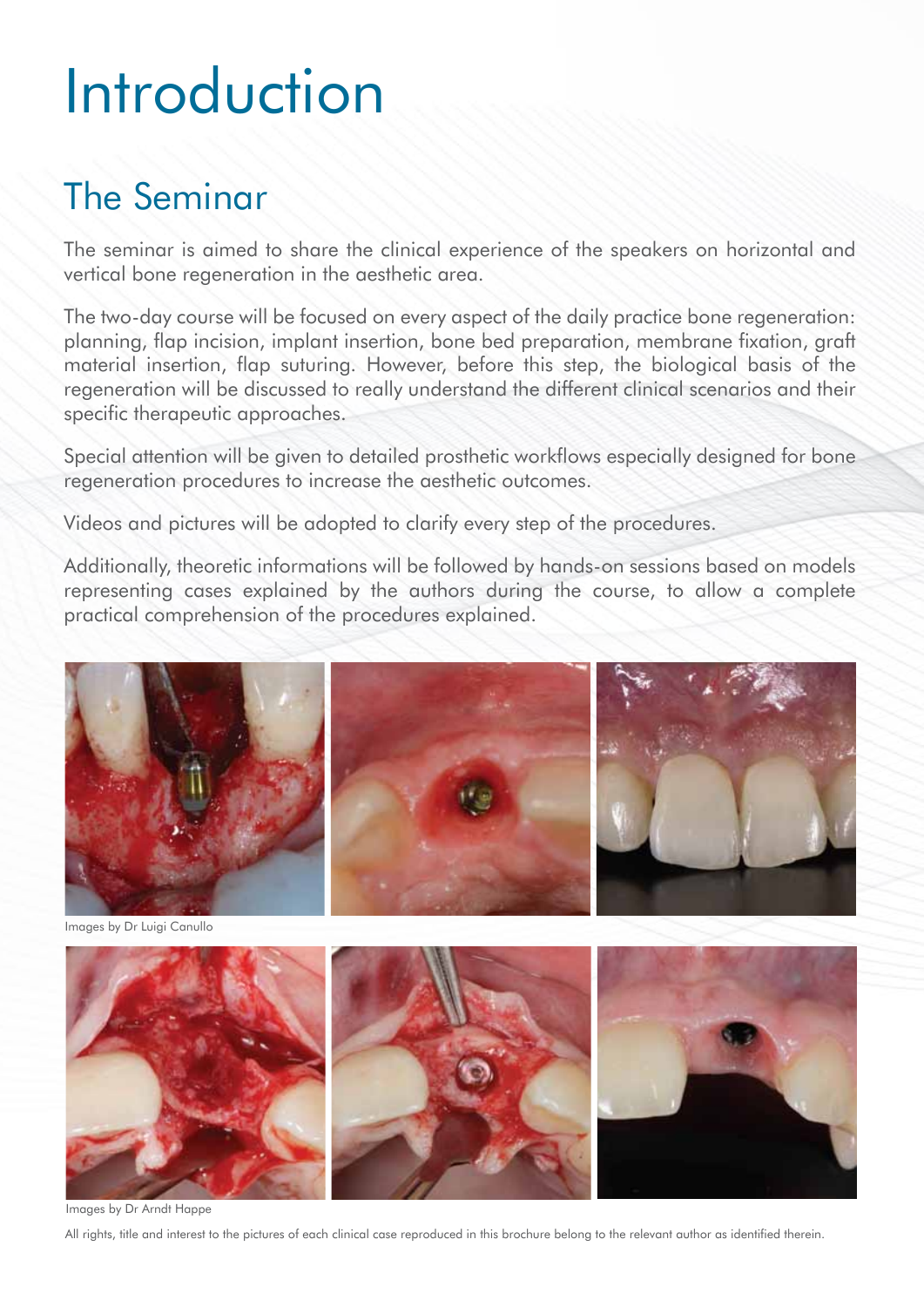# Introduction

## The Seminar

The seminar is aimed to share the clinical experience of the speakers on horizontal and vertical bone regeneration in the aesthetic area.

The two-day course will be focused on every aspect of the daily practice bone regeneration: planning, flap incision, implant insertion, bone bed preparation, membrane fixation, graft material insertion, flap suturing. However, before this step, the biological basis of the regeneration will be discussed to really understand the different clinical scenarios and their specific therapeutic approaches.

Special attention will be given to detailed prosthetic workflows especially designed for bone regeneration procedures to increase the aesthetic outcomes.

Videos and pictures will be adopted to clarify every step of the procedures.

Additionally, theoretic informations will be followed by hands-on sessions based on models representing cases explained by the authors during the course, to allow a complete practical comprehension of the procedures explained.

Images by Dr Luigi Canullo

Images by Dr Arndt Happe

All rights, title and interest to the pictures of each clinical case reproduced in this brochure belong to the relevant author as identified therein.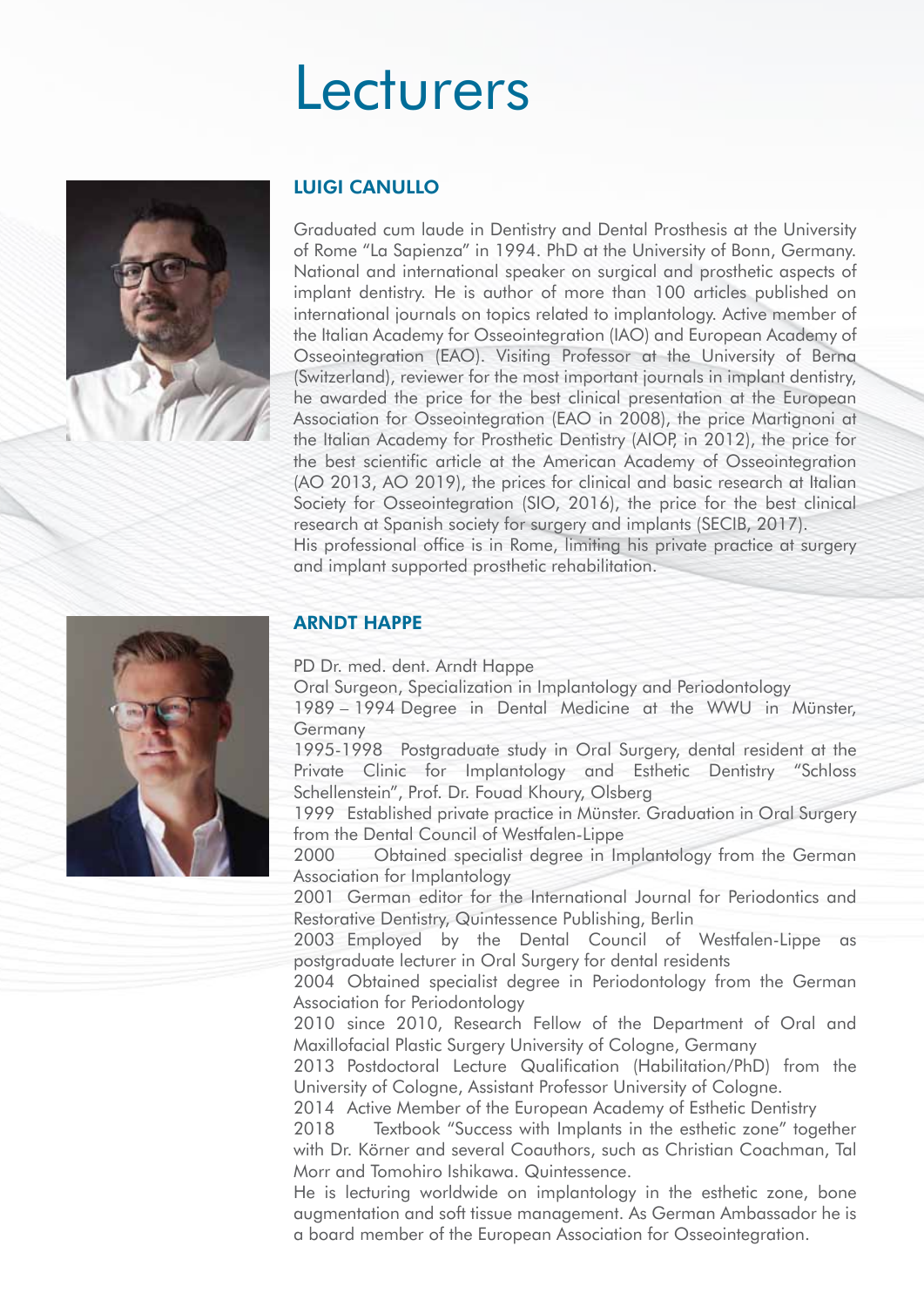# Lecturers

## LUIGI CANULLO

Graduated cum laude in Dentistry and Dental Prosthesis at the University of Rome "La Sapienza" in 1994. PhD at the University of Bonn, Germany. National and international speaker on surgical and prosthetic aspects of implant dentistry. He is author of more than 100 articles published on international journals on topics related to implantology. Active member of the Italian Academy for Osseointegration (IAO) and European Academy of Osseointegration (EAO). Visiting Professor at the University of Berna (Switzerland), reviewer for the most important journals in implant dentistry, he awarded the price for the best clinical presentation at the European Association for Osseointegration (EAO in 2008), the price Martignoni at the Italian Academy for Prosthetic Dentistry (AIOP, in 2012), the price for the best scientific article at the American Academy of Osseointegration (AO 2013, AO 2019), the prices for clinical and basic research at Italian Society for Osseointegration (SIO, 2016), the price for the best clinical research at Spanish society for surgery and implants (SECIB, 2017).
His professional office is in Rome, limiting his private practice at surgery and implant supported prosthetic rehabilitation.

## ARNDT HAPPE

PD Dr. med. dent. Arndt Happe
Oral Surgeon, Specialization in Implantology and Periodontology
1989 – 1994 Degree in Dental Medicine at the WWU in Münster, Germany
1995-1998 Postgraduate study in Oral Surgery, dental resident at the Private Clinic for Implantology and Esthetic Dentistry "Schloss Schellenstein", Prof. Dr. Fouad Khoury, Olsberg
1999 Established private practice in Münster. Graduation in Oral Surgery from the Dental Council of Westfalen-Lippe
2000 Obtained specialist degree in Implantology from the German Association for Implantology
2001 German editor for the International Journal for Periodontics and Restorative Dentistry, Quintessence Publishing, Berlin
2003 Employed by the Dental Council of Westfalen-Lippe as postgraduate lecturer in Oral Surgery for dental residents
2004 Obtained specialist degree in Periodontology from the German Association for Periodontology
2010 since 2010, Research Fellow of the Department of Oral and Maxillofacial Plastic Surgery University of Cologne, Germany
2013 Postdoctoral Lecture Qualification (Habilitation/PhD) from the University of Cologne, Assistant Professor University of Cologne.
2014 Active Member of the European Academy of Esthetic Dentistry
2018 Textbook "Success with Implants in the esthetic zone" together with Dr. Körner and several Coauthors, such as Christian Coachman, Tal Morr and Tomohiro Ishikawa. Quintessence.
He is lecturing worldwide on implantology in the esthetic zone, bone augmentation and soft tissue management. As German Ambassador he is a board member of the European Association for Osseointegration.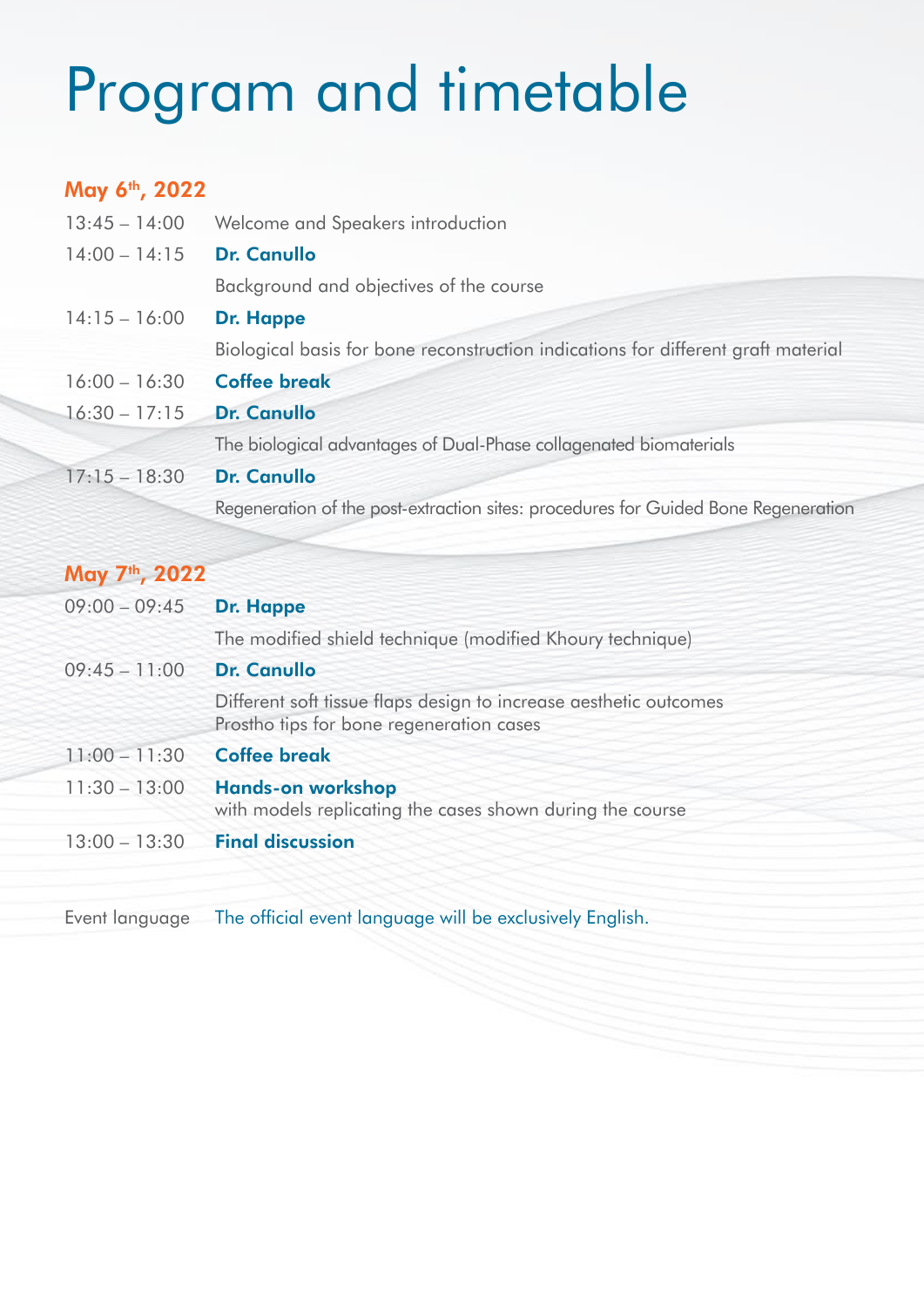# Program and timetable

## May 6th, 2022

| | |
|---|---|
| 13:45 – 14:00 | Welcome and Speakers introduction |
| 14:00 – 14:15 | **Dr. Canullo**<br>Background and objectives of the course |
| 14:15 – 16:00 | **Dr. Happe**<br>Biological basis for bone reconstruction indications for different graft material |
| 16:00 – 16:30 | **Coffee break** |
| 16:30 – 17:15 | **Dr. Canullo**<br>The biological advantages of Dual-Phase collagenated biomaterials |
| 17:15 – 18:30 | **Dr. Canullo**<br>Regeneration of the post-extraction sites: procedures for Guided Bone Regeneration |

## May 7th, 2022

| | |
|---|---|
| 09:00 – 09:45 | **Dr. Happe**<br>The modified shield technique (modified Khoury technique) |
| 09:45 – 11:00 | **Dr. Canullo**<br>Different soft tissue flaps design to increase aesthetic outcomes<br>Prostho tips for bone regeneration cases |
| 11:00 – 11:30 | **Coffee break** |
| 11:30 – 13:00 | **Hands-on workshop**<br>with models replicating the cases shown during the course |
| 13:00 – 13:30 | **Final discussion** |

Event language: The official event language will be exclusively English.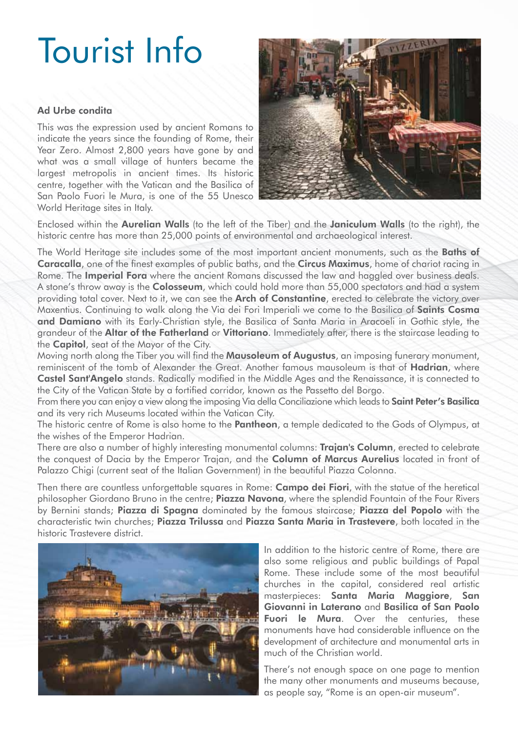# Tourist Info

### Ad Urbe condita

This was the expression used by ancient Romans to indicate the years since the founding of Rome, their Year Zero. Almost 2,800 years have gone by and what was a small village of hunters became the largest metropolis in ancient times. Its historic centre, together with the Vatican and the Basilica of San Paolo Fuori le Mura, is one of the 55 Unesco World Heritage sites in Italy.

Enclosed within the **Aurelian Walls** (to the left of the Tiber) and the **Janiculum Walls** (to the right), the historic centre has more than 25,000 points of environmental and archaeological interest.

The World Heritage site includes some of the most important ancient monuments, such as the **Baths of Caracalla**, one of the finest examples of public baths, and the **Circus Maximus**, home of chariot racing in Rome. The **Imperial Fora** where the ancient Romans discussed the law and haggled over business deals. A stone's throw away is the **Colosseum**, which could hold more than 55,000 spectators and had a system providing total cover. Next to it, we can see the **Arch of Constantine**, erected to celebrate the victory over Maxentius. Continuing to walk along the Via dei Fori Imperiali we come to the Basilica of **Saints Cosma and Damiano** with its Early-Christian style, the Basilica of Santa Maria in Aracoeli in Gothic style, the grandeur of the **Altar of the Fatherland** or **Vittoriano**. Immediately after, there is the staircase leading to the **Capitol**, seat of the Mayor of the City.

Moving north along the Tiber you will find the **Mausoleum of Augustus**, an imposing funerary monument, reminiscent of the tomb of Alexander the Great. Another famous mausoleum is that of **Hadrian**, where **Castel Sant'Angelo** stands. Radically modified in the Middle Ages and the Renaissance, it is connected to the City of the Vatican State by a fortified corridor, known as the Passetto del Borgo.

From there you can enjoy a view along the imposing Via della Conciliazione which leads to **Saint Peter's Basilica** and its very rich Museums located within the Vatican City.

The historic centre of Rome is also home to the **Pantheon**, a temple dedicated to the Gods of Olympus, at the wishes of the Emperor Hadrian.

There are also a number of highly interesting monumental columns: **Trajan's Column**, erected to celebrate the conquest of Dacia by the Emperor Trajan, and the **Column of Marcus Aurelius** located in front of Palazzo Chigi (current seat of the Italian Government) in the beautiful Piazza Colonna.

Then there are countless unforgettable squares in Rome: **Campo dei Fiori**, with the statue of the heretical philosopher Giordano Bruno in the centre; **Piazza Navona**, where the splendid Fountain of the Four Rivers by Bernini stands; **Piazza di Spagna** dominated by the famous staircase; **Piazza del Popolo** with the characteristic twin churches; **Piazza Trilussa** and **Piazza Santa Maria in Trastevere**, both located in the historic Trastevere district.

In addition to the historic centre of Rome, there are also some religious and public buildings of Papal Rome. These include some of the most beautiful churches in the capital, considered real artistic masterpieces: **Santa Maria Maggiore**, **San Giovanni in Laterano** and **Basilica of San Paolo Fuori le Mura**. Over the centuries, these monuments have had considerable influence on the development of architecture and monumental arts in much of the Christian world.

There's not enough space on one page to mention the many other monuments and museums because, as people say, "Rome is an open-air museum".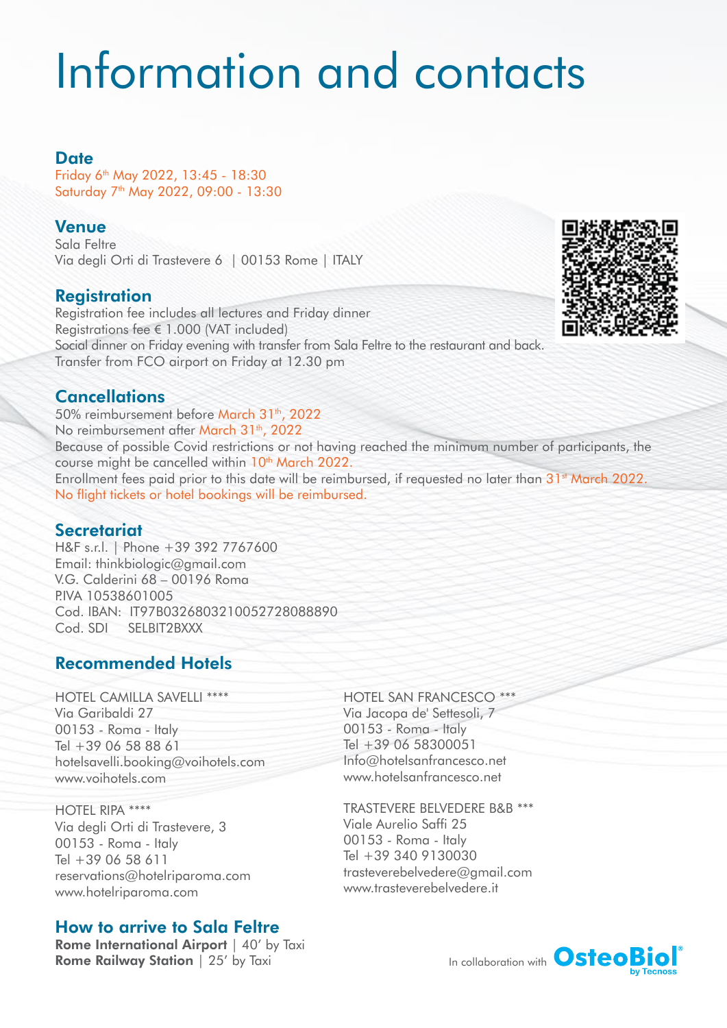# Information and contacts

## Date

Friday 6th May 2022, 13:45 - 18:30
Saturday 7th May 2022, 09:00 - 13:30

## Venue

Sala Feltre
Via degli Orti di Trastevere 6 | 00153 Rome | ITALY

## Registration

Registration fee includes all lectures and Friday dinner
Registrations fee € 1.000 (VAT included)
Social dinner on Friday evening with transfer from Sala Feltre to the restaurant and back.
Transfer from FCO airport on Friday at 12.30 pm

## Cancellations

50% reimbursement before March 31th, 2022
No reimbursement after March 31th, 2022
Because of possible Covid restrictions or not having reached the minimum number of participants, the course might be cancelled within 10th March 2022.
Enrollment fees paid prior to this date will be reimbursed, if requested no later than 31st March 2022.
No flight tickets or hotel bookings will be reimbursed.

## Secretariat

H&F s.r.l. | Phone +39 392 7767600
Email: thinkbiologic@gmail.com
V.G. Calderini 68 – 00196 Roma
P.IVA 10538601005
Cod. IBAN: IT97B0326803210052728088890
Cod. SDI SELBIT2BXXX

## Recommended Hotels

HOTEL CAMILLA SAVELLI ****
Via Garibaldi 27
00153 - Roma - Italy
Tel +39 06 58 88 61
hotelsavelli.booking@voihotels.com
www.voihotels.com

HOTEL RIPA ****
Via degli Orti di Trastevere, 3
00153 - Roma - Italy
Tel +39 06 58 611
reservations@hotelriparoma.com
www.hotelriparoma.com

HOTEL SAN FRANCESCO ***
Via Jacopa de' Settesoli, 7
00153 - Roma - Italy
Tel +39 06 58300051
Info@hotelsanfrancesco.net
www.hotelsanfrancesco.net

TRASTEVERE BELVEDERE B&B ***
Viale Aurelio Saffi 25
00153 - Roma - Italy
Tel +39 340 9130030
trasteverebelvedere@gmail.com
www.trasteverebelvedere.it

## How to arrive to Sala Feltre

**Rome International Airport** | 40' by Taxi
**Rome Railway Station** | 25' by Taxi

In collaboration with OsteoBiol® by Tecnoss